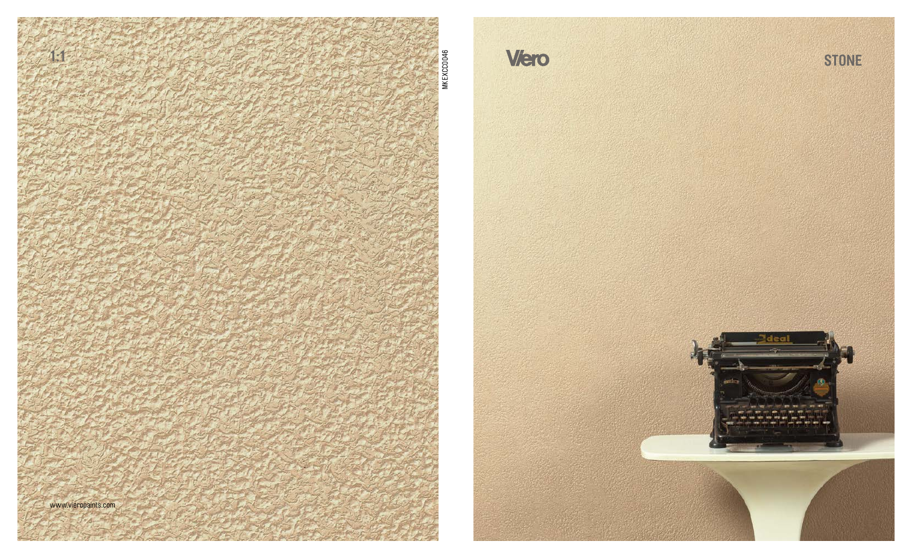1:1

www.vieropaints.com

MKEXCC046

Viero

STONE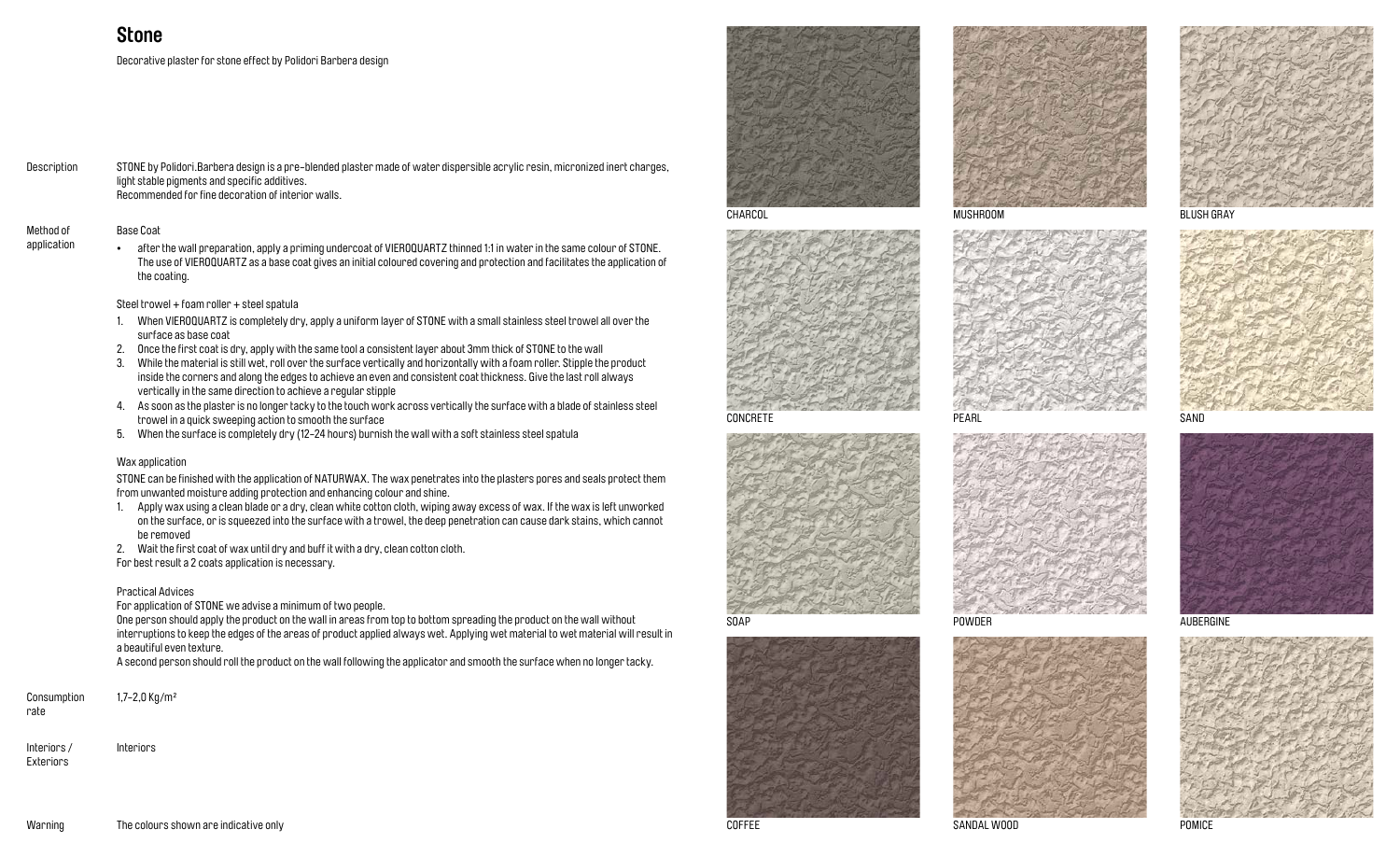# Stone

Decorative plaster for stone effect by Polidori Barbera design

**Description**

STONE by Polidori.Barbera design is a pre-blended plaster made of water dispersible acrylic resin, micronized inert charges, light stable pigments and specific additives.
Recommended for fine decoration of interior walls.

**Method of application**

Base Coat

- after the wall preparation, apply a priming undercoat of VIEROQUARTZ thinned 1:1 in water in the same colour of STONE. The use of VIEROQUARTZ as a base coat gives an initial coloured covering and protection and facilitates the application of the coating.

Steel trowel + foam roller + steel spatula

1. When VIEROQUARTZ is completely dry, apply a uniform layer of STONE with a small stainless steel trowel all over the surface as base coat
2. Once the first coat is dry, apply with the same tool a consistent layer about 3mm thick of STONE to the wall
3. While the material is still wet, roll over the surface vertically and horizontally with a foam roller. Stipple the product inside the corners and along the edges to achieve an even and consistent coat thickness. Give the last roll always vertically in the same direction to achieve a regular stipple
4. As soon as the plaster is no longer tacky to the touch work across vertically the surface with a blade of stainless steel trowel in a quick sweeping action to smooth the surface
5. When the surface is completely dry (12-24 hours) burnish the wall with a soft stainless steel spatula

Wax application

STONE can be finished with the application of NATURWAX. The wax penetrates into the plasters pores and seals protect them from unwanted moisture adding protection and enhancing colour and shine.

1. Apply wax using a clean blade or a dry, clean white cotton cloth, wiping away excess of wax. If the wax is left unworked on the surface, or is squeezed into the surface with a trowel, the deep penetration can cause dark stains, which cannot be removed
2. Wait the first coat of wax until dry and buff it with a dry, clean cotton cloth.

For best result a 2 coats application is necessary.

Practical Advices

For application of STONE we advise a minimum of two people.
One person should apply the product on the wall in areas from top to bottom spreading the product on the wall without interruptions to keep the edges of the areas of product applied always wet. Applying wet material to wet material will result in a beautiful even texture.
A second person should roll the product on the wall following the applicator and smooth the surface when no longer tacky.

**Consumption rate**

1,7-2,0 Kg/m²

**Interiors / Exteriors**

Interiors

**Warning**

The colours shown are indicative only

CHARCOL

MUSHROOM

BLUSH GRAY

CONCRETE

PEARL

SAND

SOAP

POWDER

AUBERGINE

COFFEE

SANDAL WOOD

POMICE